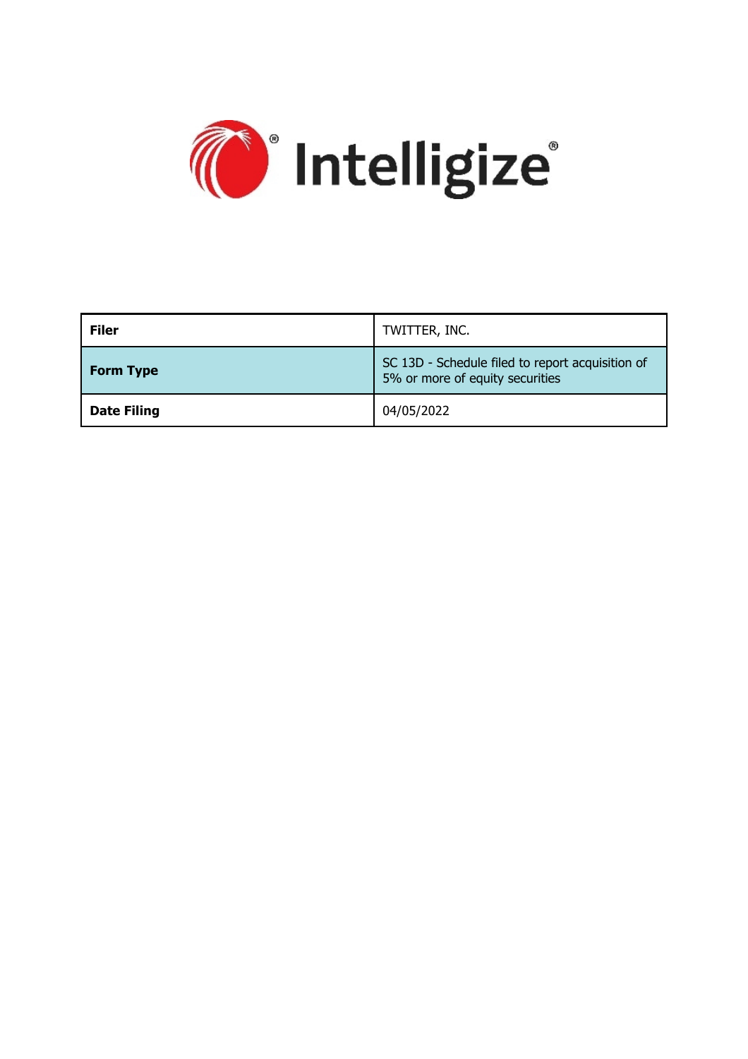Intelligize®

| Filer | TWITTER, INC. |
| --- | --- |
| Form Type | SC 13D - Schedule filed to report acquisition of 5% or more of equity securities |
| Date Filing | 04/05/2022 |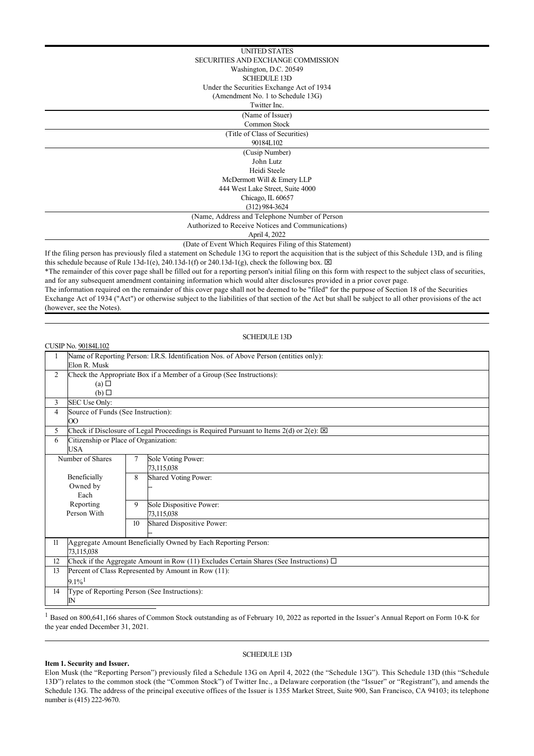UNITED STATES

SECURITIES AND EXCHANGE COMMISSION

Washington, D.C. 20549

SCHEDULE 13D

Under the Securities Exchange Act of 1934

(Amendment No. 1 to Schedule 13G)

Twitter Inc.

(Name of Issuer)

Common Stock

(Title of Class of Securities)

90184L102

(Cusip Number)

John Lutz

Heidi Steele

McDermott Will & Emery LLP

444 West Lake Street, Suite 4000

Chicago, IL 60657

(312) 984-3624

(Name, Address and Telephone Number of Person Authorized to Receive Notices and Communications)

April 4, 2022

(Date of Event Which Requires Filing of this Statement)

If the filing person has previously filed a statement on Schedule 13G to report the acquisition that is the subject of this Schedule 13D, and is filing this schedule because of Rule 13d-1(e), 240.13d-1(f) or 240.13d-1(g), check the following box. ☒

*The remainder of this cover page shall be filled out for a reporting person's initial filing on this form with respect to the subject class of securities, and for any subsequent amendment containing information which would alter disclosures provided in a prior cover page.

The information required on the remainder of this cover page shall not be deemed to be "filed" for the purpose of Section 18 of the Securities Exchange Act of 1934 ("Act") or otherwise subject to the liabilities of that section of the Act but shall be subject to all other provisions of the act (however, see the Notes).

SCHEDULE 13D

CUSIP No. 90184L102

| | | | |
|---|---|---|---|
| 1 | Name of Reporting Person: I.R.S. Identification Nos. of Above Person (entities only): Elon R. Musk | | |
| 2 | Check the Appropriate Box if a Member of a Group (See Instructions): (a) ☐ (b) ☐ | | |
| 3 | SEC Use Only: | | |
| 4 | Source of Funds (See Instruction): OO | | |
| 5 | Check if Disclosure of Legal Proceedings is Required Pursuant to Items 2(d) or 2(e): ☒ | | |
| 6 | Citizenship or Place of Organization: USA | | |
| Number of Shares Beneficially Owned by Each Reporting Person With | | 7 | Sole Voting Power: 73,115,038 |
| | | 8 | Shared Voting Power: -- |
| | | 9 | Sole Dispositive Power: 73,115,038 |
| | | 10 | Shared Dispositive Power: -- |
| 11 | Aggregate Amount Beneficially Owned by Each Reporting Person: 73,115,038 | | |
| 12 | Check if the Aggregate Amount in Row (11) Excludes Certain Shares (See Instructions) ☐ | | |
| 13 | Percent of Class Represented by Amount in Row (11): 9.1%[1] | | |
| 14 | Type of Reporting Person (See Instructions): IN | | |

[1] Based on 800,641,166 shares of Common Stock outstanding as of February 10, 2022 as reported in the Issuer's Annual Report on Form 10-K for the year ended December 31, 2021.

SCHEDULE 13D

**Item 1. Security and Issuer.**

Elon Musk (the "Reporting Person") previously filed a Schedule 13G on April 4, 2022 (the "Schedule 13G"). This Schedule 13D (this "Schedule 13D") relates to the common stock (the "Common Stock") of Twitter Inc., a Delaware corporation (the "Issuer" or "Registrant"), and amends the Schedule 13G. The address of the principal executive offices of the Issuer is 1355 Market Street, Suite 900, San Francisco, CA 94103; its telephone number is (415) 222-9670.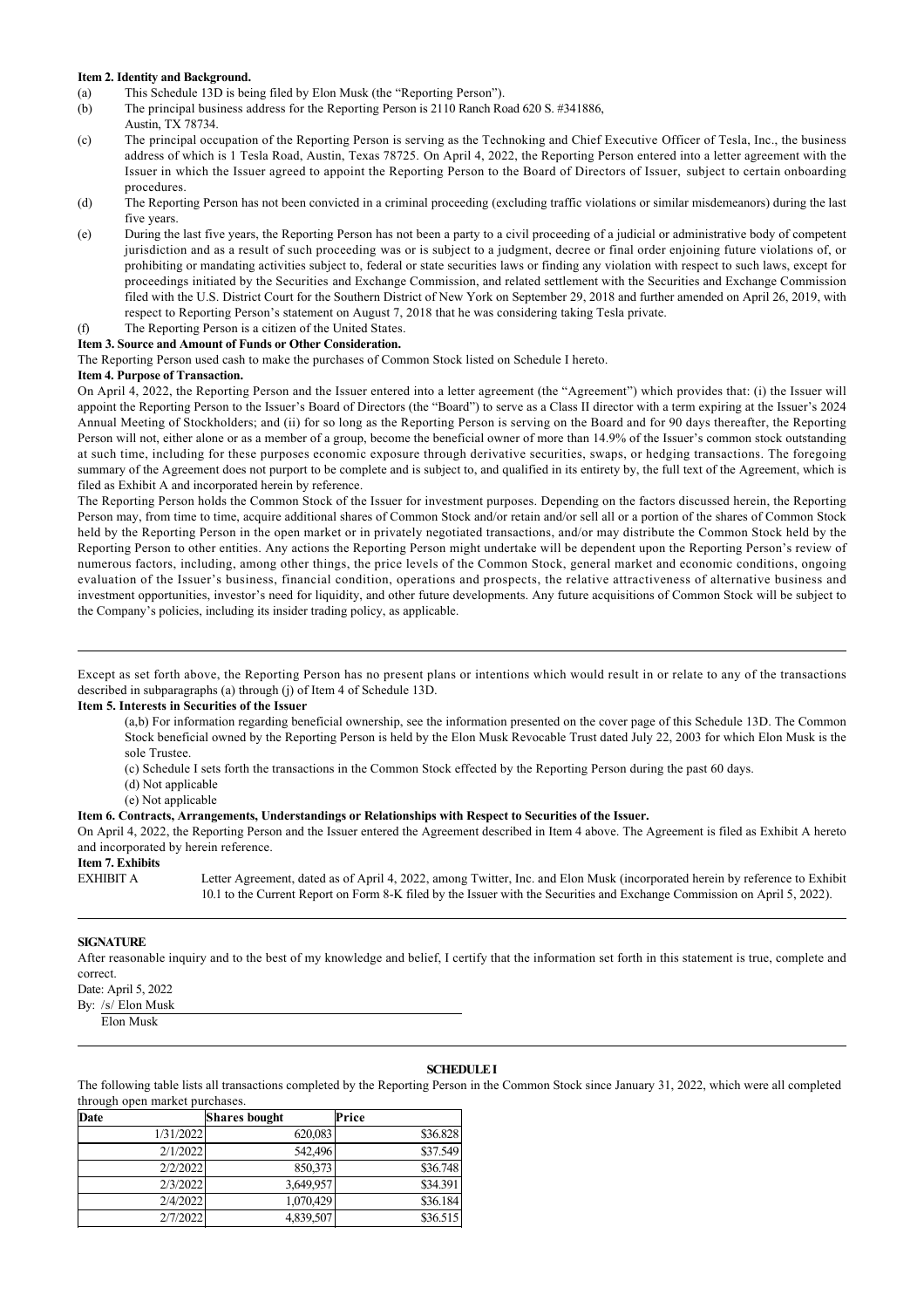**Item 2. Identity and Background.**

(a) This Schedule 13D is being filed by Elon Musk (the "Reporting Person").

(b) The principal business address for the Reporting Person is 2110 Ranch Road 620 S. #341886, Austin, TX 78734.

(c) The principal occupation of the Reporting Person is serving as the Technoking and Chief Executive Officer of Tesla, Inc., the business address of which is 1 Tesla Road, Austin, Texas 78725. On April 4, 2022, the Reporting Person entered into a letter agreement with the Issuer in which the Issuer agreed to appoint the Reporting Person to the Board of Directors of Issuer, subject to certain onboarding procedures.

(d) The Reporting Person has not been convicted in a criminal proceeding (excluding traffic violations or similar misdemeanors) during the last five years.

(e) During the last five years, the Reporting Person has not been a party to a civil proceeding of a judicial or administrative body of competent jurisdiction and as a result of such proceeding was or is subject to a judgment, decree or final order enjoining future violations of, or prohibiting or mandating activities subject to, federal or state securities laws or finding any violation with respect to such laws, except for proceedings initiated by the Securities and Exchange Commission, and related settlement with the Securities and Exchange Commission filed with the U.S. District Court for the Southern District of New York on September 29, 2018 and further amended on April 26, 2019, with respect to Reporting Person's statement on August 7, 2018 that he was considering taking Tesla private.

(f) The Reporting Person is a citizen of the United States.

**Item 3. Source and Amount of Funds or Other Consideration.**

The Reporting Person used cash to make the purchases of Common Stock listed on Schedule I hereto.

**Item 4. Purpose of Transaction.**

On April 4, 2022, the Reporting Person and the Issuer entered into a letter agreement (the "Agreement") which provides that: (i) the Issuer will appoint the Reporting Person to the Issuer's Board of Directors (the "Board") to serve as a Class II director with a term expiring at the Issuer's 2024 Annual Meeting of Stockholders; and (ii) for so long as the Reporting Person is serving on the Board and for 90 days thereafter, the Reporting Person will not, either alone or as a member of a group, become the beneficial owner of more than 14.9% of the Issuer's common stock outstanding at such time, including for these purposes economic exposure through derivative securities, swaps, or hedging transactions. The foregoing summary of the Agreement does not purport to be complete and is subject to, and qualified in its entirety by, the full text of the Agreement, which is filed as Exhibit A and incorporated herein by reference.

The Reporting Person holds the Common Stock of the Issuer for investment purposes. Depending on the factors discussed herein, the Reporting Person may, from time to time, acquire additional shares of Common Stock and/or retain and/or sell all or a portion of the shares of Common Stock held by the Reporting Person in the open market or in privately negotiated transactions, and/or may distribute the Common Stock held by the Reporting Person to other entities. Any actions the Reporting Person might undertake will be dependent upon the Reporting Person's review of numerous factors, including, among other things, the price levels of the Common Stock, general market and economic conditions, ongoing evaluation of the Issuer's business, financial condition, operations and prospects, the relative attractiveness of alternative business and investment opportunities, investor's need for liquidity, and other future developments. Any future acquisitions of Common Stock will be subject to the Company's policies, including its insider trading policy, as applicable.

---

Except as set forth above, the Reporting Person has no present plans or intentions which would result in or relate to any of the transactions described in subparagraphs (a) through (j) of Item 4 of Schedule 13D.

**Item 5. Interests in Securities of the Issuer**

(a,b) For information regarding beneficial ownership, see the information presented on the cover page of this Schedule 13D. The Common Stock beneficial owned by the Reporting Person is held by the Elon Musk Revocable Trust dated July 22, 2003 for which Elon Musk is the sole Trustee.

(c) Schedule I sets forth the transactions in the Common Stock effected by the Reporting Person during the past 60 days.

(d) Not applicable

(e) Not applicable

**Item 6. Contracts, Arrangements, Understandings or Relationships with Respect to Securities of the Issuer.**

On April 4, 2022, the Reporting Person and the Issuer entered the Agreement described in Item 4 above. The Agreement is filed as Exhibit A hereto and incorporated by herein reference.

**Item 7. Exhibits**

EXHIBIT A — Letter Agreement, dated as of April 4, 2022, among Twitter, Inc. and Elon Musk (incorporated herein by reference to Exhibit 10.1 to the Current Report on Form 8-K filed by the Issuer with the Securities and Exchange Commission on April 5, 2022).

---

**SIGNATURE**

After reasonable inquiry and to the best of my knowledge and belief, I certify that the information set forth in this statement is true, complete and correct.

Date: April 5, 2022

By: /s/ Elon Musk

Elon Musk

---

**SCHEDULE I**

The following table lists all transactions completed by the Reporting Person in the Common Stock since January 31, 2022, which were all completed through open market purchases.

| Date | Shares bought | Price |
|---|---|---|
| 1/31/2022 | 620,083 | $36.828 |
| 2/1/2022 | 542,496 | $37.549 |
| 2/2/2022 | 850,373 | $36.748 |
| 2/3/2022 | 3,649,957 | $34.391 |
| 2/4/2022 | 1,070,429 | $36.184 |
| 2/7/2022 | 4,839,507 | $36.515 |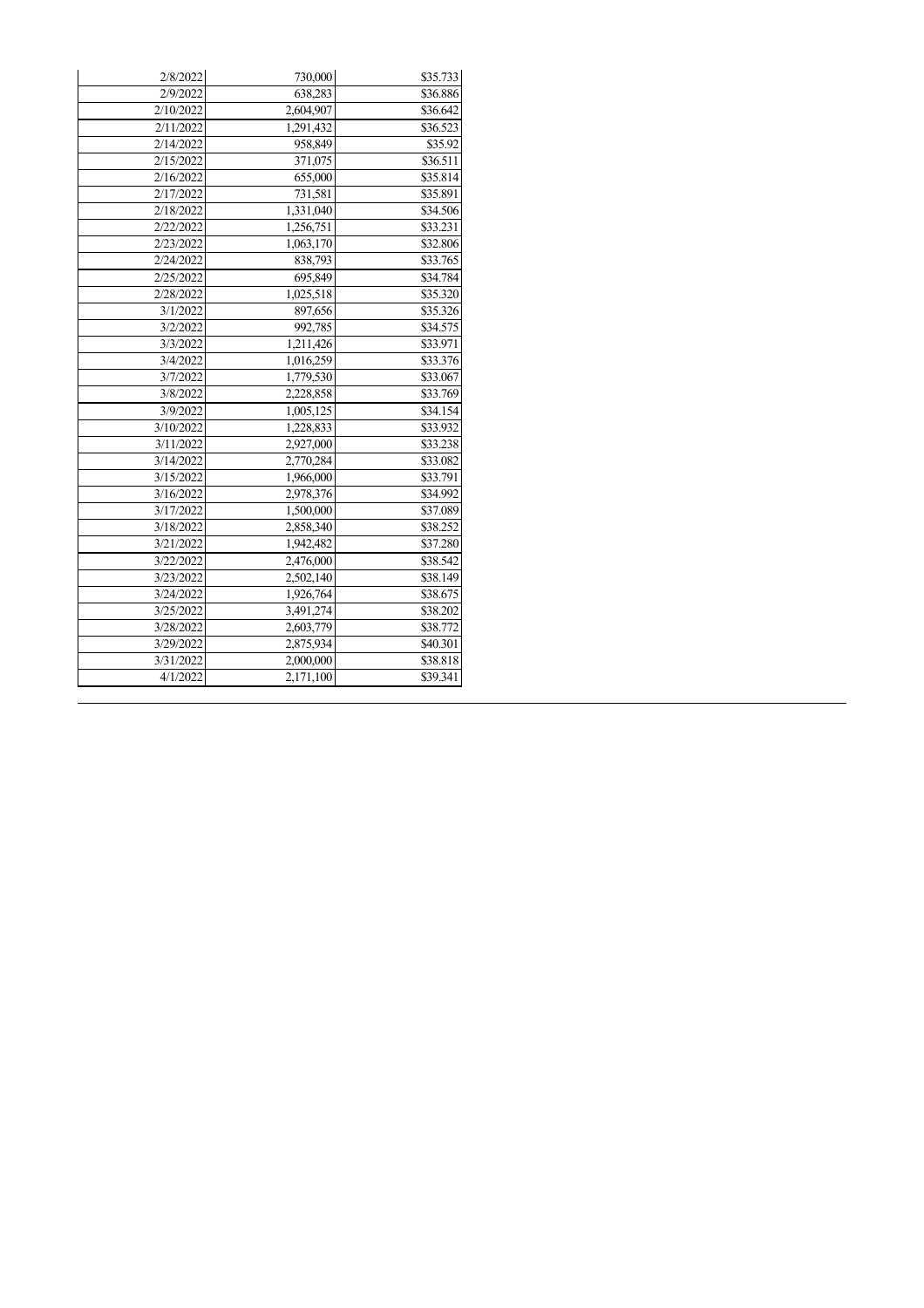| | | |
|---|---|---|
| 2/8/2022 | 730,000 | \$35.733 |
| 2/9/2022 | 638,283 | \$36.886 |
| 2/10/2022 | 2,604,907 | \$36.642 |
| 2/11/2022 | 1,291,432 | \$36.523 |
| 2/14/2022 | 958,849 | \$35.92 |
| 2/15/2022 | 371,075 | \$36.511 |
| 2/16/2022 | 655,000 | \$35.814 |
| 2/17/2022 | 731,581 | \$35.891 |
| 2/18/2022 | 1,331,040 | \$34.506 |
| 2/22/2022 | 1,256,751 | \$33.231 |
| 2/23/2022 | 1,063,170 | \$32.806 |
| 2/24/2022 | 838,793 | \$33.765 |
| 2/25/2022 | 695,849 | \$34.784 |
| 2/28/2022 | 1,025,518 | \$35.320 |
| 3/1/2022 | 897,656 | \$35.326 |
| 3/2/2022 | 992,785 | \$34.575 |
| 3/3/2022 | 1,211,426 | \$33.971 |
| 3/4/2022 | 1,016,259 | \$33.376 |
| 3/7/2022 | 1,779,530 | \$33.067 |
| 3/8/2022 | 2,228,858 | \$33.769 |
| 3/9/2022 | 1,005,125 | \$34.154 |
| 3/10/2022 | 1,228,833 | \$33.932 |
| 3/11/2022 | 2,927,000 | \$33.238 |
| 3/14/2022 | 2,770,284 | \$33.082 |
| 3/15/2022 | 1,966,000 | \$33.791 |
| 3/16/2022 | 2,978,376 | \$34.992 |
| 3/17/2022 | 1,500,000 | \$37.089 |
| 3/18/2022 | 2,858,340 | \$38.252 |
| 3/21/2022 | 1,942,482 | \$37.280 |
| 3/22/2022 | 2,476,000 | \$38.542 |
| 3/23/2022 | 2,502,140 | \$38.149 |
| 3/24/2022 | 1,926,764 | \$38.675 |
| 3/25/2022 | 3,491,274 | \$38.202 |
| 3/28/2022 | 2,603,779 | \$38.772 |
| 3/29/2022 | 2,875,934 | \$40.301 |
| 3/31/2022 | 2,000,000 | \$38.818 |
| 4/1/2022 | 2,171,100 | \$39.341 |